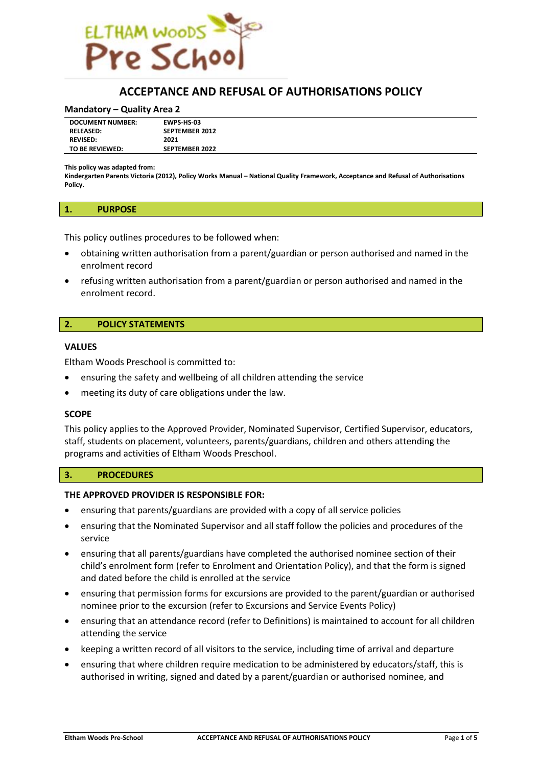# ACCEPTANCE AND REFUSAL OF AUTHORISATIONS POLICY

**Mandatory – Quality Area 2**

| DOCUMENT NUMBER: | EWPS-HS-03 |
| --- | --- |
| RELEASED: | SEPTEMBER 2012 |
| REVISED: | 2021 |
| TO BE REVIEWED: | SEPTEMBER 2022 |

**This policy was adapted from:**
**Kindergarten Parents Victoria (2012), Policy Works Manual – National Quality Framework, Acceptance and Refusal of Authorisations Policy.**

## 1. PURPOSE

This policy outlines procedures to be followed when:

- obtaining written authorisation from a parent/guardian or person authorised and named in the enrolment record
- refusing written authorisation from a parent/guardian or person authorised and named in the enrolment record.

## 2. POLICY STATEMENTS

### VALUES

Eltham Woods Preschool is committed to:

- ensuring the safety and wellbeing of all children attending the service
- meeting its duty of care obligations under the law.

### SCOPE

This policy applies to the Approved Provider, Nominated Supervisor, Certified Supervisor, educators, staff, students on placement, volunteers, parents/guardians, children and others attending the programs and activities of Eltham Woods Preschool.

## 3. PROCEDURES

### THE APPROVED PROVIDER IS RESPONSIBLE FOR:

- ensuring that parents/guardians are provided with a copy of all service policies
- ensuring that the Nominated Supervisor and all staff follow the policies and procedures of the service
- ensuring that all parents/guardians have completed the authorised nominee section of their child's enrolment form (refer to Enrolment and Orientation Policy), and that the form is signed and dated before the child is enrolled at the service
- ensuring that permission forms for excursions are provided to the parent/guardian or authorised nominee prior to the excursion (refer to Excursions and Service Events Policy)
- ensuring that an attendance record (refer to Definitions) is maintained to account for all children attending the service
- keeping a written record of all visitors to the service, including time of arrival and departure
- ensuring that where children require medication to be administered by educators/staff, this is authorised in writing, signed and dated by a parent/guardian or authorised nominee, and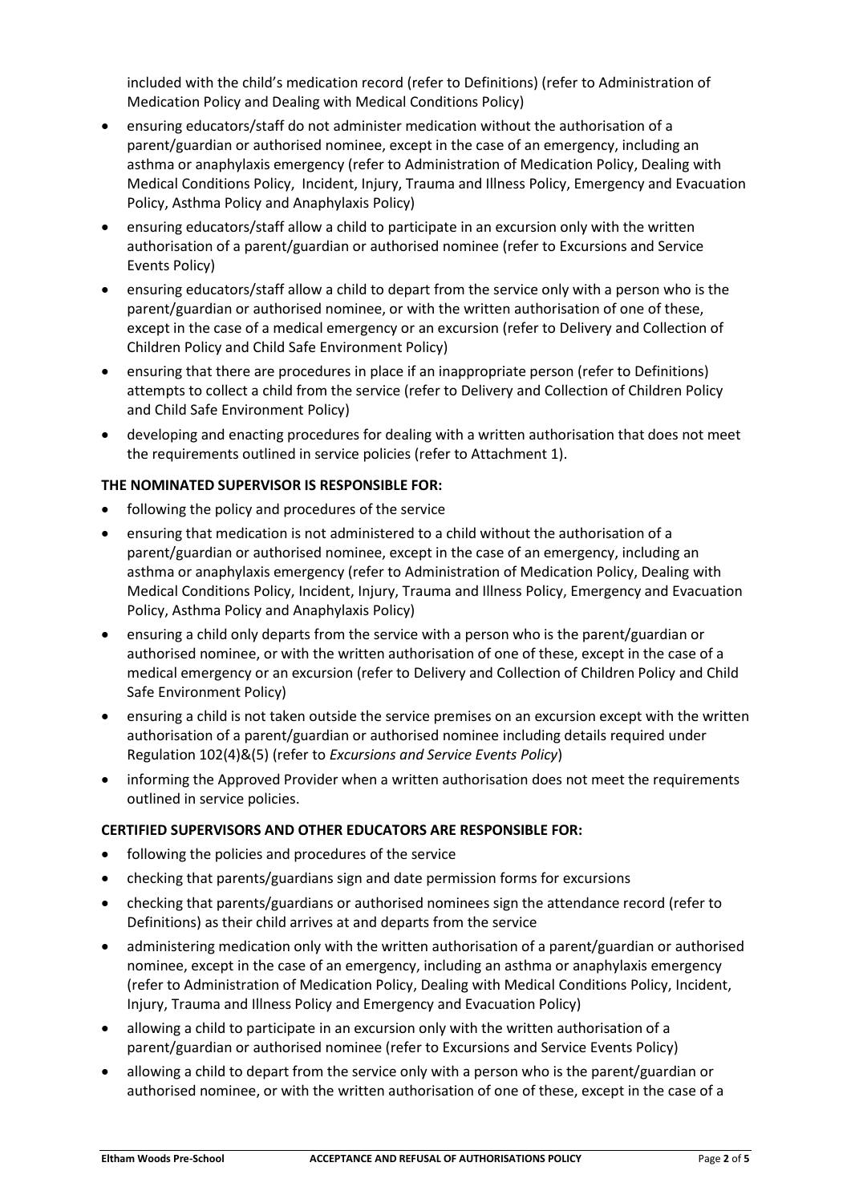included with the child's medication record (refer to Definitions) (refer to Administration of Medication Policy and Dealing with Medical Conditions Policy)

- ensuring educators/staff do not administer medication without the authorisation of a parent/guardian or authorised nominee, except in the case of an emergency, including an asthma or anaphylaxis emergency (refer to Administration of Medication Policy, Dealing with Medical Conditions Policy, Incident, Injury, Trauma and Illness Policy, Emergency and Evacuation Policy, Asthma Policy and Anaphylaxis Policy)
- ensuring educators/staff allow a child to participate in an excursion only with the written authorisation of a parent/guardian or authorised nominee (refer to Excursions and Service Events Policy)
- ensuring educators/staff allow a child to depart from the service only with a person who is the parent/guardian or authorised nominee, or with the written authorisation of one of these, except in the case of a medical emergency or an excursion (refer to Delivery and Collection of Children Policy and Child Safe Environment Policy)
- ensuring that there are procedures in place if an inappropriate person (refer to Definitions) attempts to collect a child from the service (refer to Delivery and Collection of Children Policy and Child Safe Environment Policy)
- developing and enacting procedures for dealing with a written authorisation that does not meet the requirements outlined in service policies (refer to Attachment 1).

**THE NOMINATED SUPERVISOR IS RESPONSIBLE FOR:**

- following the policy and procedures of the service
- ensuring that medication is not administered to a child without the authorisation of a parent/guardian or authorised nominee, except in the case of an emergency, including an asthma or anaphylaxis emergency (refer to Administration of Medication Policy, Dealing with Medical Conditions Policy, Incident, Injury, Trauma and Illness Policy, Emergency and Evacuation Policy, Asthma Policy and Anaphylaxis Policy)
- ensuring a child only departs from the service with a person who is the parent/guardian or authorised nominee, or with the written authorisation of one of these, except in the case of a medical emergency or an excursion (refer to Delivery and Collection of Children Policy and Child Safe Environment Policy)
- ensuring a child is not taken outside the service premises on an excursion except with the written authorisation of a parent/guardian or authorised nominee including details required under Regulation 102(4)&(5) (refer to *Excursions and Service Events Policy*)
- informing the Approved Provider when a written authorisation does not meet the requirements outlined in service policies.

**CERTIFIED SUPERVISORS AND OTHER EDUCATORS ARE RESPONSIBLE FOR:**

- following the policies and procedures of the service
- checking that parents/guardians sign and date permission forms for excursions
- checking that parents/guardians or authorised nominees sign the attendance record (refer to Definitions) as their child arrives at and departs from the service
- administering medication only with the written authorisation of a parent/guardian or authorised nominee, except in the case of an emergency, including an asthma or anaphylaxis emergency (refer to Administration of Medication Policy, Dealing with Medical Conditions Policy, Incident, Injury, Trauma and Illness Policy and Emergency and Evacuation Policy)
- allowing a child to participate in an excursion only with the written authorisation of a parent/guardian or authorised nominee (refer to Excursions and Service Events Policy)
- allowing a child to depart from the service only with a person who is the parent/guardian or authorised nominee, or with the written authorisation of one of these, except in the case of a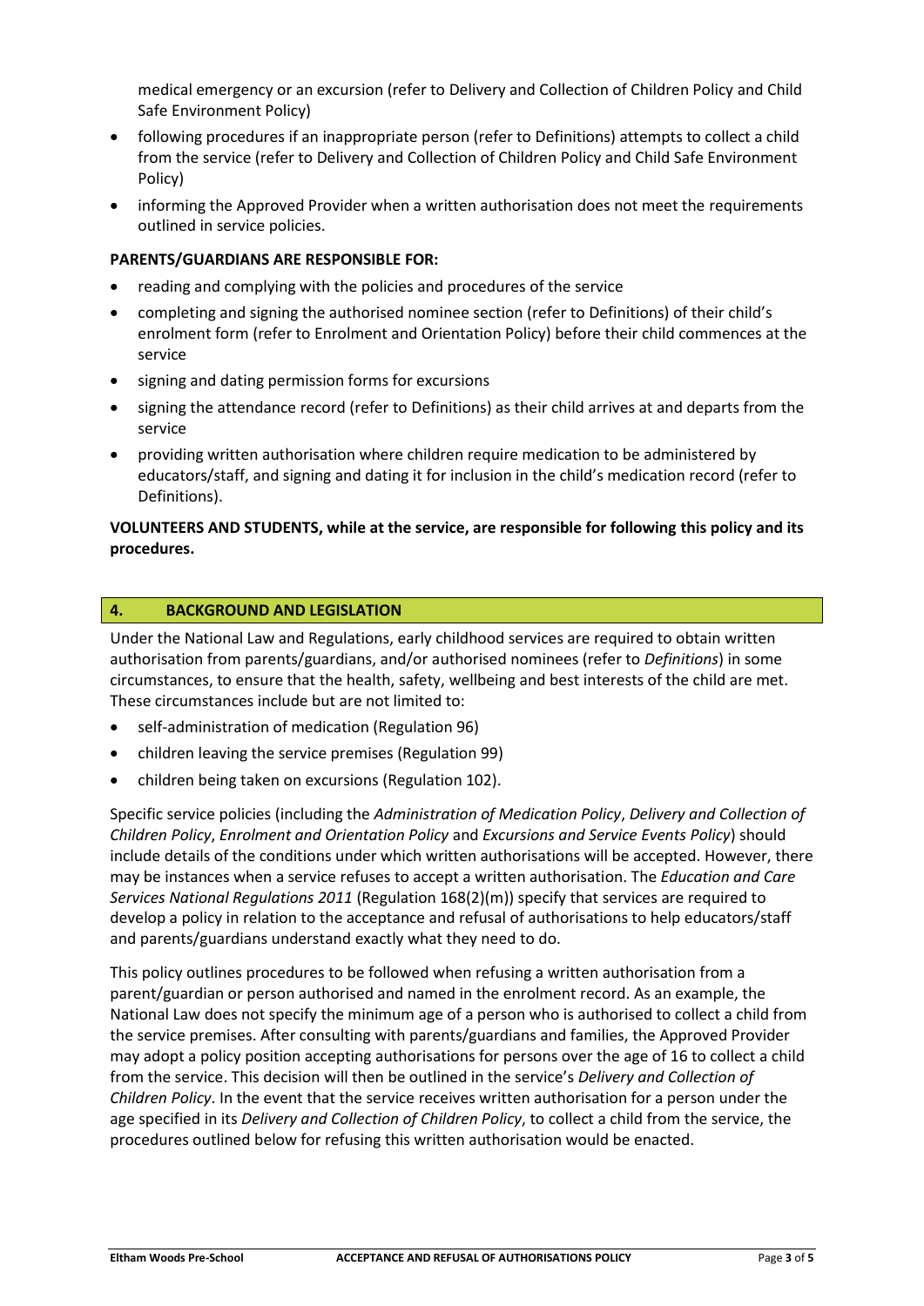medical emergency or an excursion (refer to Delivery and Collection of Children Policy and Child Safe Environment Policy)

- following procedures if an inappropriate person (refer to Definitions) attempts to collect a child from the service (refer to Delivery and Collection of Children Policy and Child Safe Environment Policy)
- informing the Approved Provider when a written authorisation does not meet the requirements outlined in service policies.

**PARENTS/GUARDIANS ARE RESPONSIBLE FOR:**

- reading and complying with the policies and procedures of the service
- completing and signing the authorised nominee section (refer to Definitions) of their child's enrolment form (refer to Enrolment and Orientation Policy) before their child commences at the service
- signing and dating permission forms for excursions
- signing the attendance record (refer to Definitions) as their child arrives at and departs from the service
- providing written authorisation where children require medication to be administered by educators/staff, and signing and dating it for inclusion in the child's medication record (refer to Definitions).

**VOLUNTEERS AND STUDENTS, while at the service, are responsible for following this policy and its procedures.**

## 4. BACKGROUND AND LEGISLATION

Under the National Law and Regulations, early childhood services are required to obtain written authorisation from parents/guardians, and/or authorised nominees (refer to *Definitions*) in some circumstances, to ensure that the health, safety, wellbeing and best interests of the child are met. These circumstances include but are not limited to:

- self-administration of medication (Regulation 96)
- children leaving the service premises (Regulation 99)
- children being taken on excursions (Regulation 102).

Specific service policies (including the *Administration of Medication Policy*, *Delivery and Collection of Children Policy*, *Enrolment and Orientation Policy* and *Excursions and Service Events Policy*) should include details of the conditions under which written authorisations will be accepted. However, there may be instances when a service refuses to accept a written authorisation. The *Education and Care Services National Regulations 2011* (Regulation 168(2)(m)) specify that services are required to develop a policy in relation to the acceptance and refusal of authorisations to help educators/staff and parents/guardians understand exactly what they need to do.

This policy outlines procedures to be followed when refusing a written authorisation from a parent/guardian or person authorised and named in the enrolment record. As an example, the National Law does not specify the minimum age of a person who is authorised to collect a child from the service premises. After consulting with parents/guardians and families, the Approved Provider may adopt a policy position accepting authorisations for persons over the age of 16 to collect a child from the service. This decision will then be outlined in the service's *Delivery and Collection of Children Policy*. In the event that the service receives written authorisation for a person under the age specified in its *Delivery and Collection of Children Policy*, to collect a child from the service, the procedures outlined below for refusing this written authorisation would be enacted.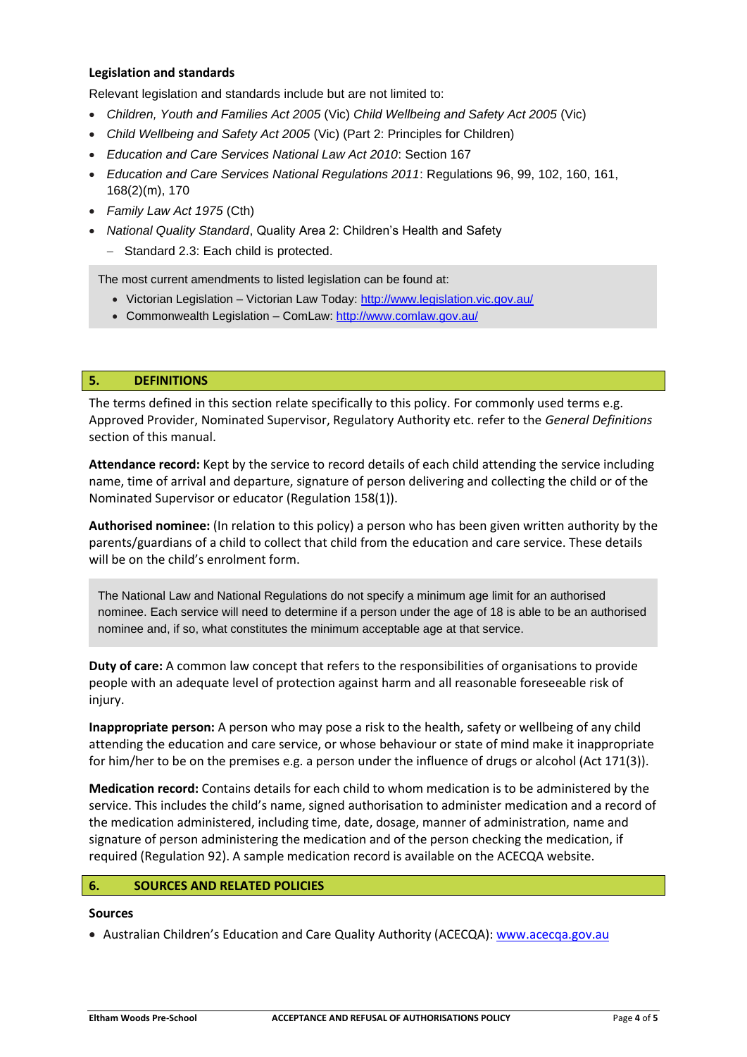**Legislation and standards**

Relevant legislation and standards include but are not limited to:

- *Children, Youth and Families Act 2005* (Vic) *Child Wellbeing and Safety Act 2005* (Vic)
- *Child Wellbeing and Safety Act 2005* (Vic) (Part 2: Principles for Children)
- *Education and Care Services National Law Act 2010*: Section 167
- *Education and Care Services National Regulations 2011*: Regulations 96, 99, 102, 160, 161, 168(2)(m), 170
- *Family Law Act 1975* (Cth)
- *National Quality Standard*, Quality Area 2: Children's Health and Safety
  - Standard 2.3: Each child is protected.

> The most current amendments to listed legislation can be found at:
> - Victorian Legislation – Victorian Law Today: http://www.legislation.vic.gov.au/
> - Commonwealth Legislation – ComLaw: http://www.comlaw.gov.au/

## 5. DEFINITIONS

The terms defined in this section relate specifically to this policy. For commonly used terms e.g. Approved Provider, Nominated Supervisor, Regulatory Authority etc. refer to the *General Definitions* section of this manual.

**Attendance record:** Kept by the service to record details of each child attending the service including name, time of arrival and departure, signature of person delivering and collecting the child or of the Nominated Supervisor or educator (Regulation 158(1)).

**Authorised nominee:** (In relation to this policy) a person who has been given written authority by the parents/guardians of a child to collect that child from the education and care service. These details will be on the child's enrolment form.

> The National Law and National Regulations do not specify a minimum age limit for an authorised nominee. Each service will need to determine if a person under the age of 18 is able to be an authorised nominee and, if so, what constitutes the minimum acceptable age at that service.

**Duty of care:** A common law concept that refers to the responsibilities of organisations to provide people with an adequate level of protection against harm and all reasonable foreseeable risk of injury.

**Inappropriate person:** A person who may pose a risk to the health, safety or wellbeing of any child attending the education and care service, or whose behaviour or state of mind make it inappropriate for him/her to be on the premises e.g. a person under the influence of drugs or alcohol (Act 171(3)).

**Medication record:** Contains details for each child to whom medication is to be administered by the service. This includes the child's name, signed authorisation to administer medication and a record of the medication administered, including time, date, dosage, manner of administration, name and signature of person administering the medication and of the person checking the medication, if required (Regulation 92). A sample medication record is available on the ACECQA website.

## 6. SOURCES AND RELATED POLICIES

**Sources**

- Australian Children's Education and Care Quality Authority (ACECQA): www.acecqa.gov.au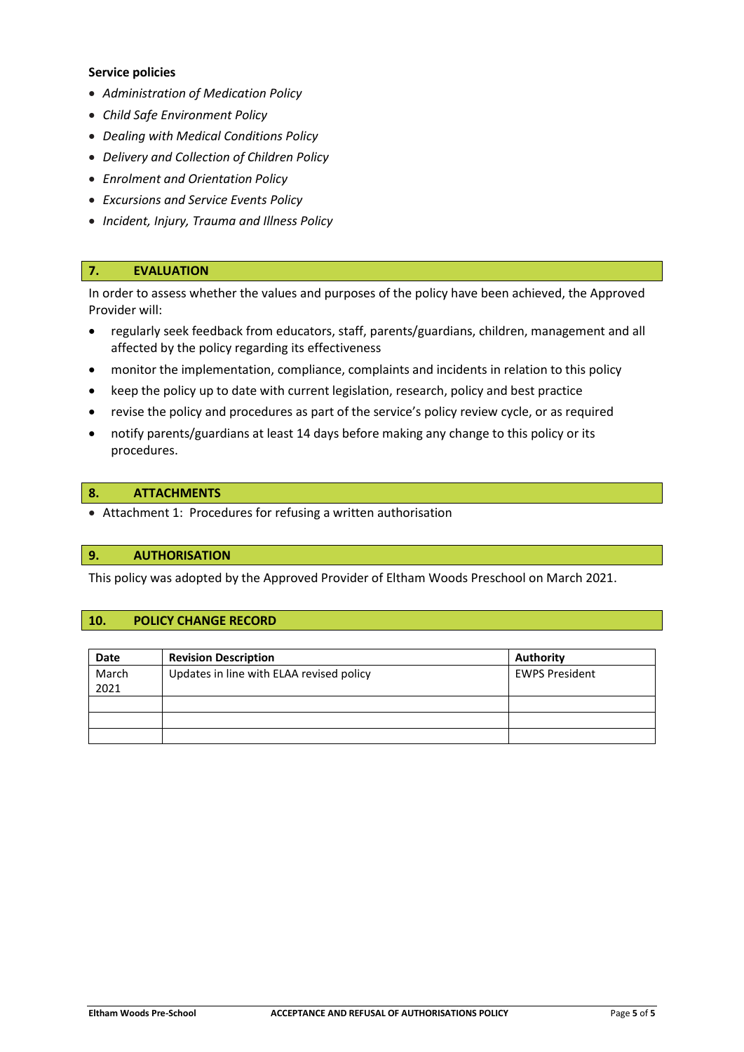**Service policies**

- *Administration of Medication Policy*
- *Child Safe Environment Policy*
- *Dealing with Medical Conditions Policy*
- *Delivery and Collection of Children Policy*
- *Enrolment and Orientation Policy*
- *Excursions and Service Events Policy*
- *Incident, Injury, Trauma and Illness Policy*

## 7. EVALUATION

In order to assess whether the values and purposes of the policy have been achieved, the Approved Provider will:

- regularly seek feedback from educators, staff, parents/guardians, children, management and all affected by the policy regarding its effectiveness
- monitor the implementation, compliance, complaints and incidents in relation to this policy
- keep the policy up to date with current legislation, research, policy and best practice
- revise the policy and procedures as part of the service's policy review cycle, or as required
- notify parents/guardians at least 14 days before making any change to this policy or its procedures.

## 8. ATTACHMENTS

- Attachment 1: Procedures for refusing a written authorisation

## 9. AUTHORISATION

This policy was adopted by the Approved Provider of Eltham Woods Preschool on March 2021.

## 10. POLICY CHANGE RECORD

| Date | Revision Description | Authority |
|---|---|---|
| March 2021 | Updates in line with ELAA revised policy | EWPS President |
| | | |
| | | |
| | | |